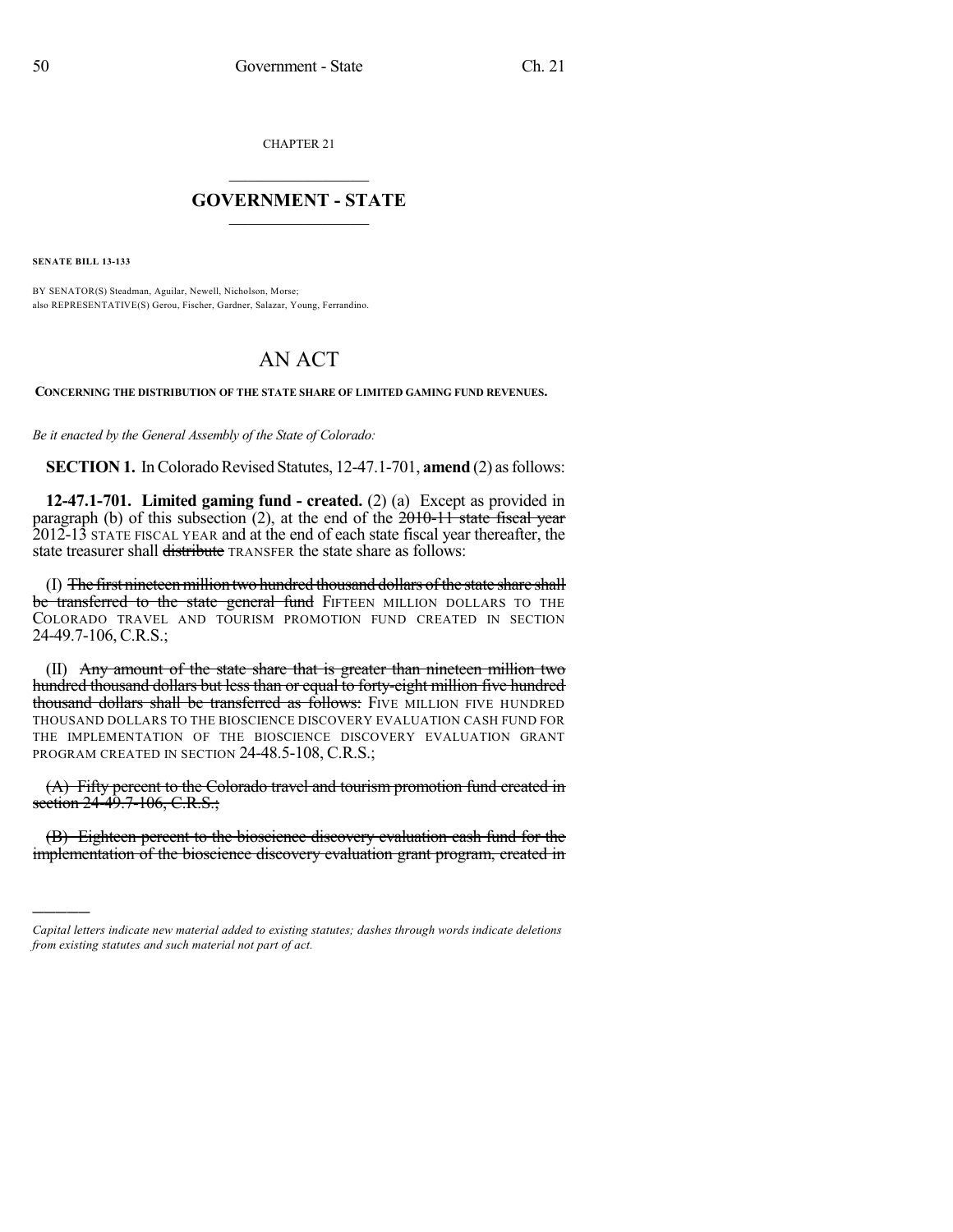CHAPTER 21

## GOVERNMENT - STATE

**SENATE BILL 13-133**

BY SENATOR(S) Steadman, Aguilar, Newell, Nicholson, Morse;
also REPRESENTATIVE(S) Gerou, Fischer, Gardner, Salazar, Young, Ferrandino.

# AN ACT

**CONCERNING THE DISTRIBUTION OF THE STATE SHARE OF LIMITED GAMING FUND REVENUES.**

*Be it enacted by the General Assembly of the State of Colorado:*

**SECTION 1.** In Colorado Revised Statutes, 12-47.1-701, **amend** (2) as follows:

**12-47.1-701. Limited gaming fund - created.** (2) (a) Except as provided in paragraph (b) of this subsection (2), at the end of the ~~2010-11 state fiscal year~~ 2012-13 STATE FISCAL YEAR and at the end of each state fiscal year thereafter, the state treasurer shall ~~distribute~~ TRANSFER the state share as follows:

(I) ~~The first nineteen million two hundred thousand dollars of the state share shall be transferred to the state general fund~~ FIFTEEN MILLION DOLLARS TO THE COLORADO TRAVEL AND TOURISM PROMOTION FUND CREATED IN SECTION 24-49.7-106, C.R.S.;

(II) ~~Any amount of the state share that is greater than nineteen million two hundred thousand dollars but less than or equal to forty-eight million five hundred thousand dollars shall be transferred as follows:~~ FIVE MILLION FIVE HUNDRED THOUSAND DOLLARS TO THE BIOSCIENCE DISCOVERY EVALUATION CASH FUND FOR THE IMPLEMENTATION OF THE BIOSCIENCE DISCOVERY EVALUATION GRANT PROGRAM CREATED IN SECTION 24-48.5-108, C.R.S.;

~~(A) Fifty percent to the Colorado travel and tourism promotion fund created in section 24-49.7-106, C.R.S.;~~

~~(B) Eighteen percent to the bioscience discovery evaluation cash fund for the implementation of the bioscience discovery evaluation grant program, created in~~

---

*Capital letters indicate new material added to existing statutes; dashes through words indicate deletions from existing statutes and such material not part of act.*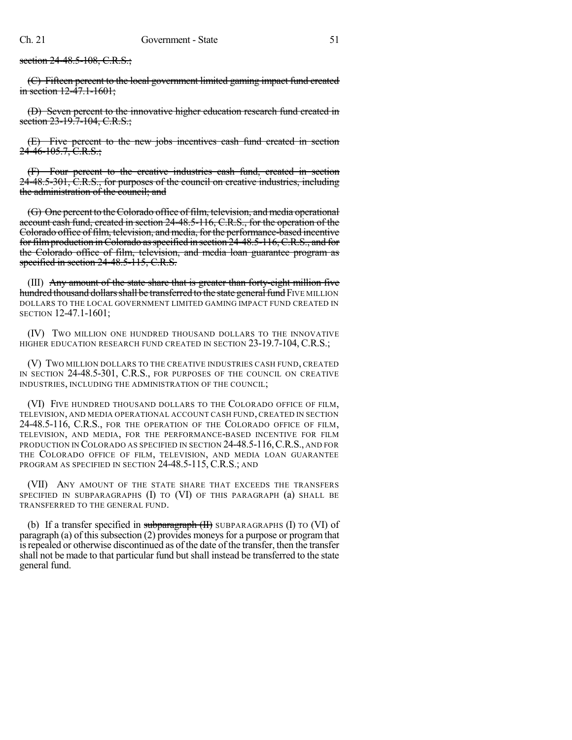~~section 24-48.5-108, C.R.S.;~~

~~(C) Fifteen percent to the local government limited gaming impact fund created in section 12-47.1-1601;~~

~~(D) Seven percent to the innovative higher education research fund created in section 23-19.7-104, C.R.S.;~~

~~(E) Five percent to the new jobs incentives cash fund created in section 24-46-105.7, C.R.S.;~~

~~(F) Four percent to the creative industries cash fund, created in section 24-48.5-301, C.R.S., for purposes of the council on creative industries, including the administration of the council; and~~

~~(G) One percent to the Colorado office of film, television, and media operational account cash fund, created in section 24-48.5-116, C.R.S., for the operation of the Colorado office of film, television, and media, for the performance-based incentive for film production in Colorado as specified in section 24-48.5-116, C.R.S., and for the Colorado office of film, television, and media loan guarantee program as specified in section 24-48.5-115, C.R.S.~~

(III) ~~Any amount of the state share that is greater than forty-eight million five hundred thousand dollars shall be transferred to the state general fund~~ FIVE MILLION DOLLARS TO THE LOCAL GOVERNMENT LIMITED GAMING IMPACT FUND CREATED IN SECTION 12-47.1-1601;

(IV) TWO MILLION ONE HUNDRED THOUSAND DOLLARS TO THE INNOVATIVE HIGHER EDUCATION RESEARCH FUND CREATED IN SECTION 23-19.7-104, C.R.S.;

(V) TWO MILLION DOLLARS TO THE CREATIVE INDUSTRIES CASH FUND, CREATED IN SECTION 24-48.5-301, C.R.S., FOR PURPOSES OF THE COUNCIL ON CREATIVE INDUSTRIES, INCLUDING THE ADMINISTRATION OF THE COUNCIL;

(VI) FIVE HUNDRED THOUSAND DOLLARS TO THE COLORADO OFFICE OF FILM, TELEVISION, AND MEDIA OPERATIONAL ACCOUNT CASH FUND, CREATED IN SECTION 24-48.5-116, C.R.S., FOR THE OPERATION OF THE COLORADO OFFICE OF FILM, TELEVISION, AND MEDIA, FOR THE PERFORMANCE-BASED INCENTIVE FOR FILM PRODUCTION IN COLORADO AS SPECIFIED IN SECTION 24-48.5-116, C.R.S., AND FOR THE COLORADO OFFICE OF FILM, TELEVISION, AND MEDIA LOAN GUARANTEE PROGRAM AS SPECIFIED IN SECTION 24-48.5-115, C.R.S.; AND

(VII) ANY AMOUNT OF THE STATE SHARE THAT EXCEEDS THE TRANSFERS SPECIFIED IN SUBPARAGRAPHS (I) TO (VI) OF THIS PARAGRAPH (a) SHALL BE TRANSFERRED TO THE GENERAL FUND.

(b) If a transfer specified in ~~subparagraph (II)~~ SUBPARAGRAPHS (I) TO (VI) of paragraph (a) of this subsection (2) provides moneys for a purpose or program that is repealed or otherwise discontinued as of the date of the transfer, then the transfer shall not be made to that particular fund but shall instead be transferred to the state general fund.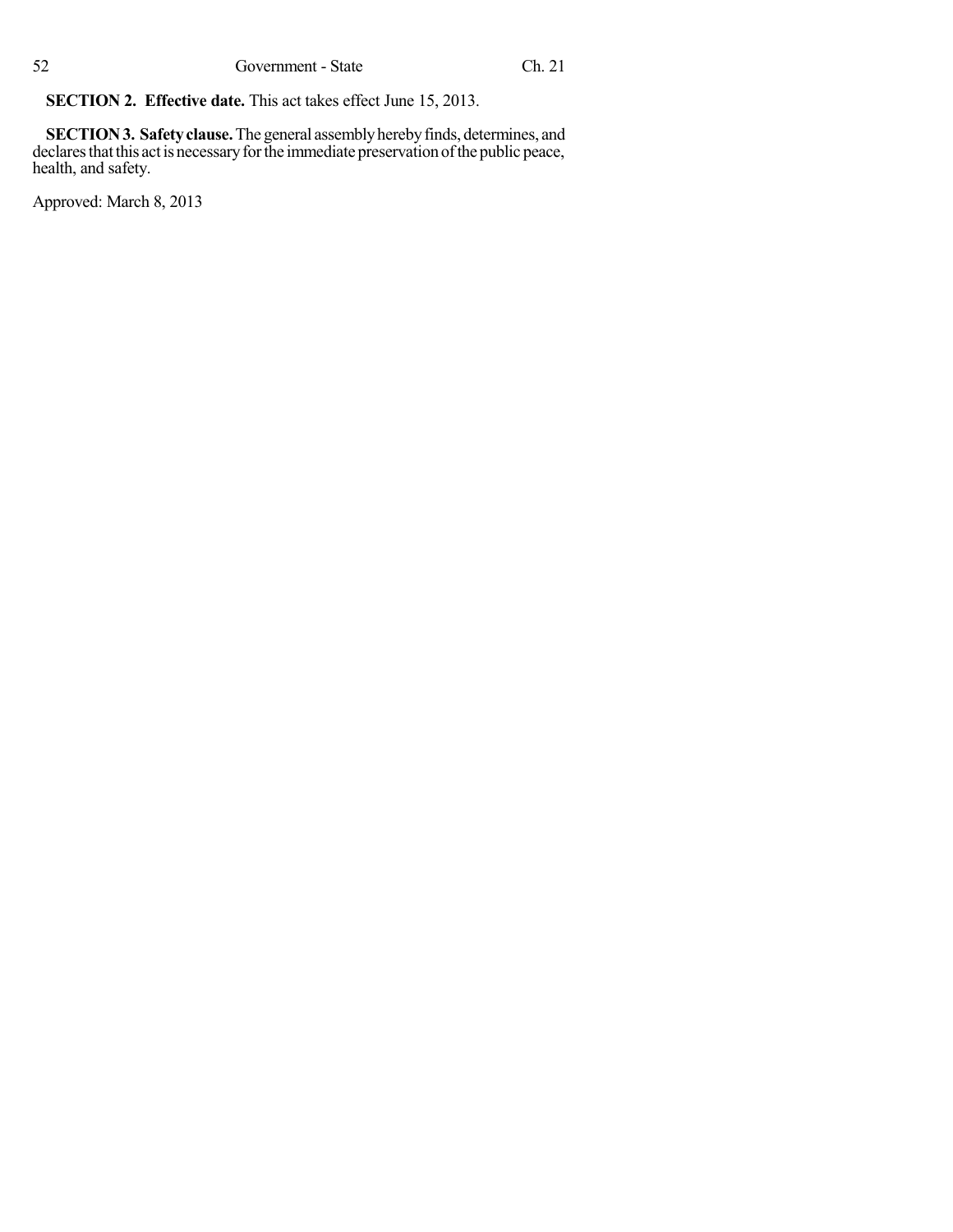**SECTION 2. Effective date.** This act takes effect June 15, 2013.

**SECTION 3. Safety clause.** The general assembly hereby finds, determines, and declares that this act is necessary for the immediate preservation of the public peace, health, and safety.

Approved: March 8, 2013